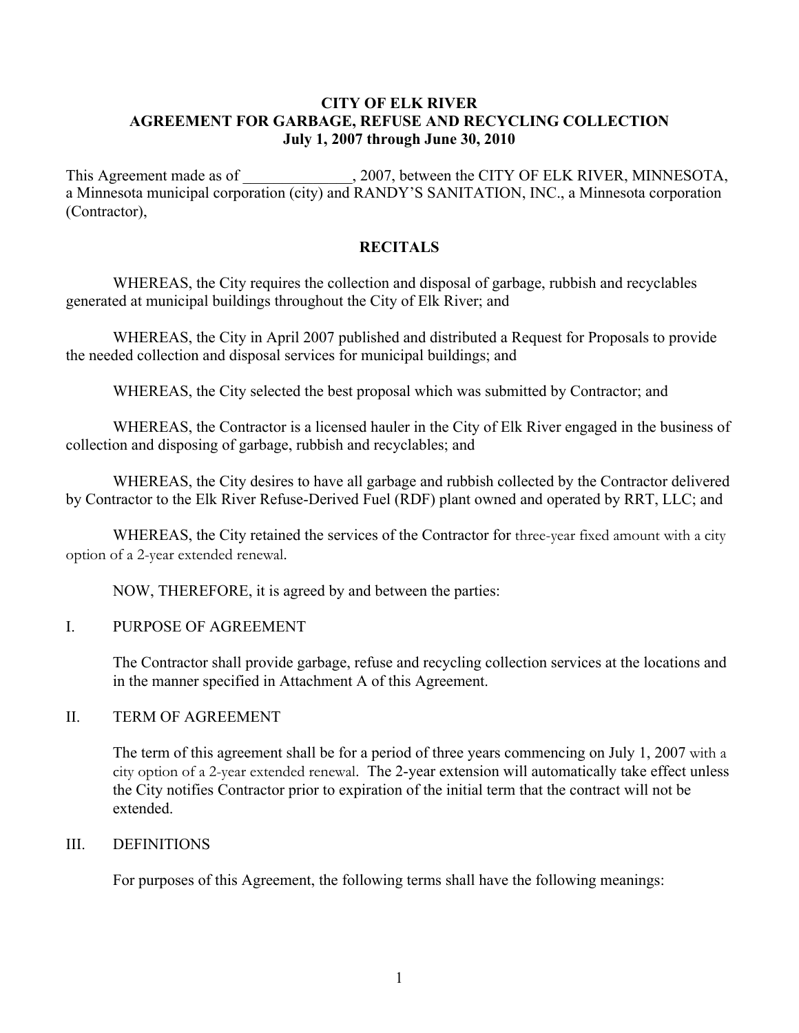# CITY OF ELK RIVER
## AGREEMENT FOR GARBAGE, REFUSE AND RECYCLING COLLECTION
### July 1, 2007 through June 30, 2010

This Agreement made as of ______________, 2007, between the CITY OF ELK RIVER, MINNESOTA, a Minnesota municipal corporation (city) and RANDY'S SANITATION, INC., a Minnesota corporation (Contractor),

## RECITALS

WHEREAS, the City requires the collection and disposal of garbage, rubbish and recyclables generated at municipal buildings throughout the City of Elk River; and

WHEREAS, the City in April 2007 published and distributed a Request for Proposals to provide the needed collection and disposal services for municipal buildings; and

WHEREAS, the City selected the best proposal which was submitted by Contractor; and

WHEREAS, the Contractor is a licensed hauler in the City of Elk River engaged in the business of collection and disposing of garbage, rubbish and recyclables; and

WHEREAS, the City desires to have all garbage and rubbish collected by the Contractor delivered by Contractor to the Elk River Refuse-Derived Fuel (RDF) plant owned and operated by RRT, LLC; and

WHEREAS, the City retained the services of the Contractor for three-year fixed amount with a city option of a 2-year extended renewal.

NOW, THEREFORE, it is agreed by and between the parties:

I. PURPOSE OF AGREEMENT

The Contractor shall provide garbage, refuse and recycling collection services at the locations and in the manner specified in Attachment A of this Agreement.

II. TERM OF AGREEMENT

The term of this agreement shall be for a period of three years commencing on July 1, 2007 with a city option of a 2-year extended renewal. The 2-year extension will automatically take effect unless the City notifies Contractor prior to expiration of the initial term that the contract will not be extended.

III. DEFINITIONS

For purposes of this Agreement, the following terms shall have the following meanings: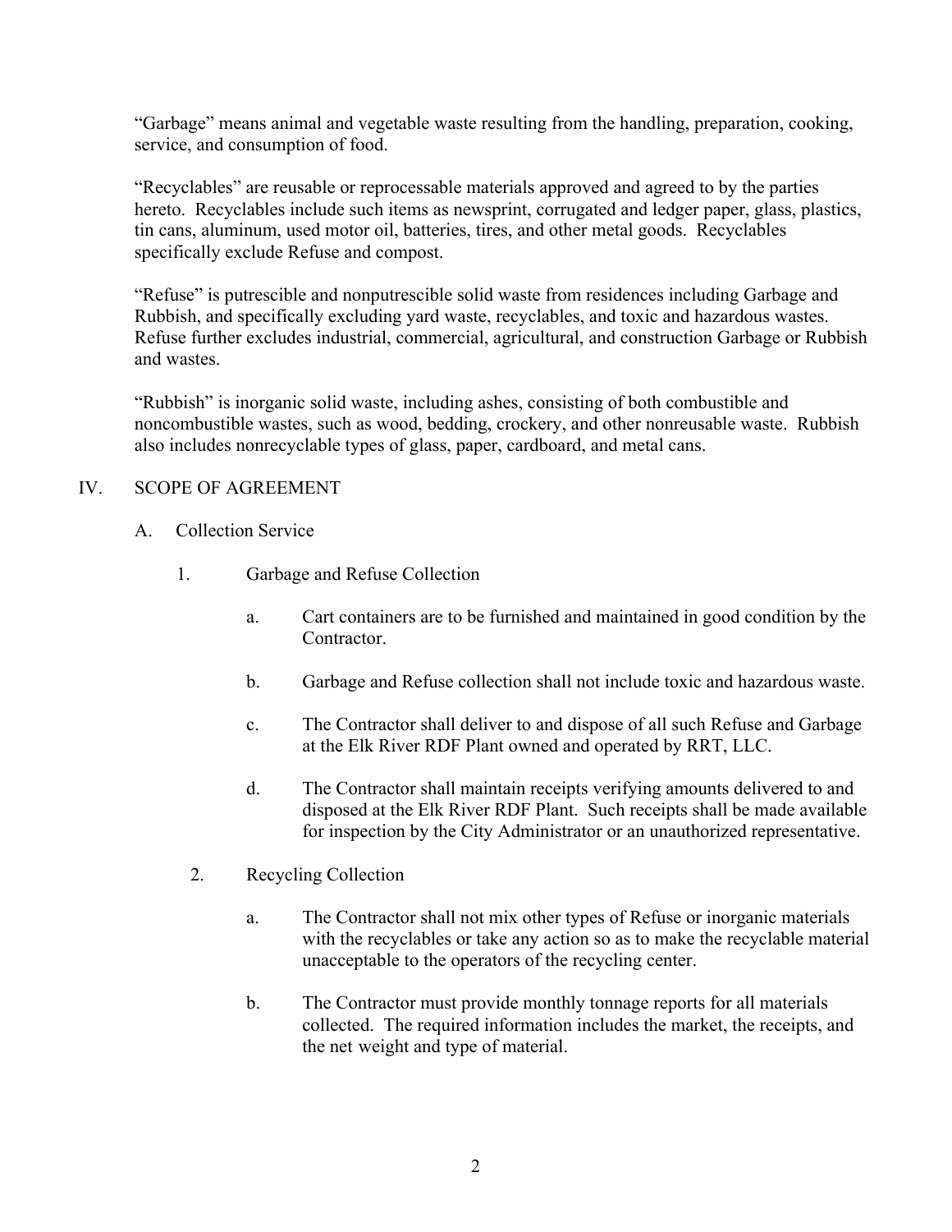"Garbage" means animal and vegetable waste resulting from the handling, preparation, cooking, service, and consumption of food.

"Recyclables" are reusable or reprocessable materials approved and agreed to by the parties hereto. Recyclables include such items as newsprint, corrugated and ledger paper, glass, plastics, tin cans, aluminum, used motor oil, batteries, tires, and other metal goods. Recyclables specifically exclude Refuse and compost.

"Refuse" is putrescible and nonputrescible solid waste from residences including Garbage and Rubbish, and specifically excluding yard waste, recyclables, and toxic and hazardous wastes. Refuse further excludes industrial, commercial, agricultural, and construction Garbage or Rubbish and wastes.

"Rubbish" is inorganic solid waste, including ashes, consisting of both combustible and noncombustible wastes, such as wood, bedding, crockery, and other nonreusable waste. Rubbish also includes nonrecyclable types of glass, paper, cardboard, and metal cans.

## IV. SCOPE OF AGREEMENT

### A. Collection Service

1. Garbage and Refuse Collection

   a. Cart containers are to be furnished and maintained in good condition by the Contractor.

   b. Garbage and Refuse collection shall not include toxic and hazardous waste.

   c. The Contractor shall deliver to and dispose of all such Refuse and Garbage at the Elk River RDF Plant owned and operated by RRT, LLC.

   d. The Contractor shall maintain receipts verifying amounts delivered to and disposed at the Elk River RDF Plant. Such receipts shall be made available for inspection by the City Administrator or an unauthorized representative.

2. Recycling Collection

   a. The Contractor shall not mix other types of Refuse or inorganic materials with the recyclables or take any action so as to make the recyclable material unacceptable to the operators of the recycling center.

   b. The Contractor must provide monthly tonnage reports for all materials collected. The required information includes the market, the receipts, and the net weight and type of material.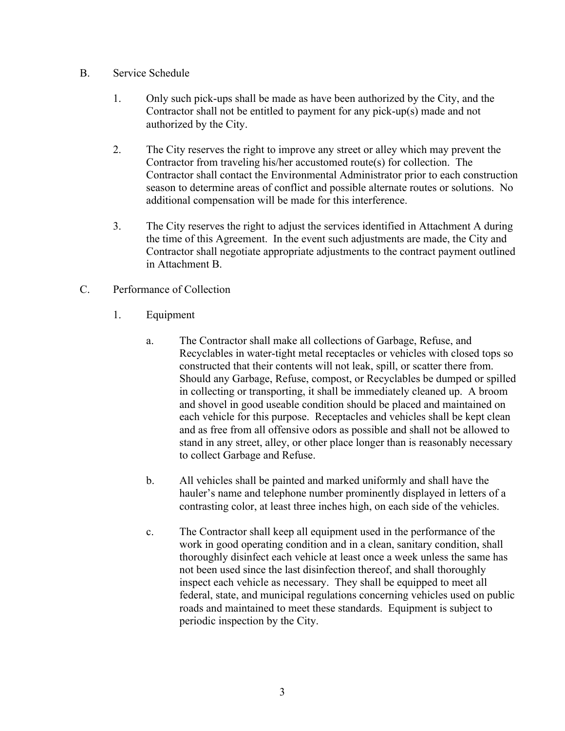B. Service Schedule

1. Only such pick-ups shall be made as have been authorized by the City, and the Contractor shall not be entitled to payment for any pick-up(s) made and not authorized by the City.

2. The City reserves the right to improve any street or alley which may prevent the Contractor from traveling his/her accustomed route(s) for collection. The Contractor shall contact the Environmental Administrator prior to each construction season to determine areas of conflict and possible alternate routes or solutions. No additional compensation will be made for this interference.

3. The City reserves the right to adjust the services identified in Attachment A during the time of this Agreement. In the event such adjustments are made, the City and Contractor shall negotiate appropriate adjustments to the contract payment outlined in Attachment B.

C. Performance of Collection

1. Equipment

   a. The Contractor shall make all collections of Garbage, Refuse, and Recyclables in water-tight metal receptacles or vehicles with closed tops so constructed that their contents will not leak, spill, or scatter there from. Should any Garbage, Refuse, compost, or Recyclables be dumped or spilled in collecting or transporting, it shall be immediately cleaned up. A broom and shovel in good useable condition should be placed and maintained on each vehicle for this purpose. Receptacles and vehicles shall be kept clean and as free from all offensive odors as possible and shall not be allowed to stand in any street, alley, or other place longer than is reasonably necessary to collect Garbage and Refuse.

   b. All vehicles shall be painted and marked uniformly and shall have the hauler's name and telephone number prominently displayed in letters of a contrasting color, at least three inches high, on each side of the vehicles.

   c. The Contractor shall keep all equipment used in the performance of the work in good operating condition and in a clean, sanitary condition, shall thoroughly disinfect each vehicle at least once a week unless the same has not been used since the last disinfection thereof, and shall thoroughly inspect each vehicle as necessary. They shall be equipped to meet all federal, state, and municipal regulations concerning vehicles used on public roads and maintained to meet these standards. Equipment is subject to periodic inspection by the City.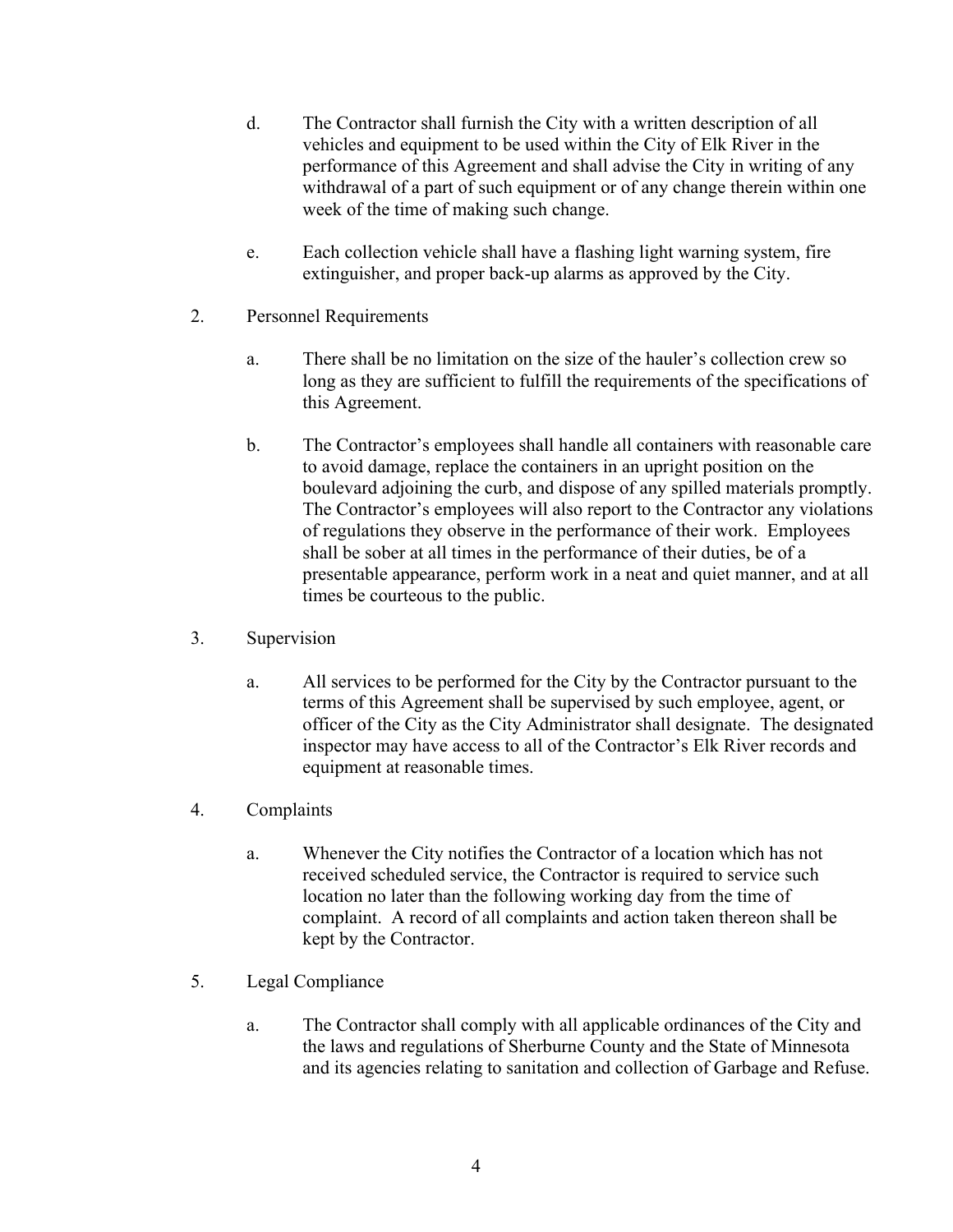d. The Contractor shall furnish the City with a written description of all vehicles and equipment to be used within the City of Elk River in the performance of this Agreement and shall advise the City in writing of any withdrawal of a part of such equipment or of any change therein within one week of the time of making such change.

e. Each collection vehicle shall have a flashing light warning system, fire extinguisher, and proper back-up alarms as approved by the City.

2. Personnel Requirements

 a. There shall be no limitation on the size of the hauler's collection crew so long as they are sufficient to fulfill the requirements of the specifications of this Agreement.

 b. The Contractor's employees shall handle all containers with reasonable care to avoid damage, replace the containers in an upright position on the boulevard adjoining the curb, and dispose of any spilled materials promptly. The Contractor's employees will also report to the Contractor any violations of regulations they observe in the performance of their work. Employees shall be sober at all times in the performance of their duties, be of a presentable appearance, perform work in a neat and quiet manner, and at all times be courteous to the public.

3. Supervision

 a. All services to be performed for the City by the Contractor pursuant to the terms of this Agreement shall be supervised by such employee, agent, or officer of the City as the City Administrator shall designate. The designated inspector may have access to all of the Contractor's Elk River records and equipment at reasonable times.

4. Complaints

 a. Whenever the City notifies the Contractor of a location which has not received scheduled service, the Contractor is required to service such location no later than the following working day from the time of complaint. A record of all complaints and action taken thereon shall be kept by the Contractor.

5. Legal Compliance

 a. The Contractor shall comply with all applicable ordinances of the City and the laws and regulations of Sherburne County and the State of Minnesota and its agencies relating to sanitation and collection of Garbage and Refuse.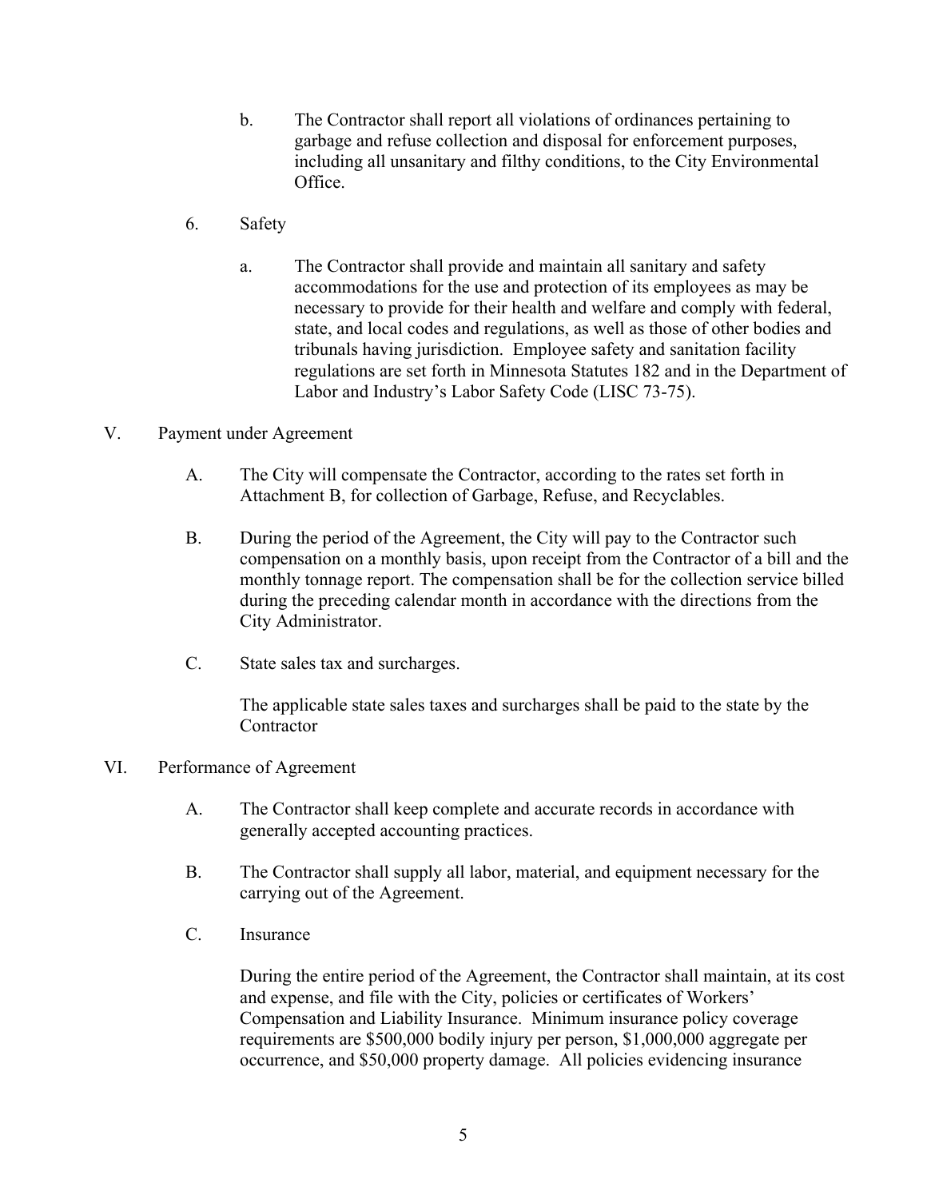b. The Contractor shall report all violations of ordinances pertaining to garbage and refuse collection and disposal for enforcement purposes, including all unsanitary and filthy conditions, to the City Environmental Office.

6. Safety

a. The Contractor shall provide and maintain all sanitary and safety accommodations for the use and protection of its employees as may be necessary to provide for their health and welfare and comply with federal, state, and local codes and regulations, as well as those of other bodies and tribunals having jurisdiction. Employee safety and sanitation facility regulations are set forth in Minnesota Statutes 182 and in the Department of Labor and Industry's Labor Safety Code (LISC 73-75).

V. Payment under Agreement

A. The City will compensate the Contractor, according to the rates set forth in Attachment B, for collection of Garbage, Refuse, and Recyclables.

B. During the period of the Agreement, the City will pay to the Contractor such compensation on a monthly basis, upon receipt from the Contractor of a bill and the monthly tonnage report. The compensation shall be for the collection service billed during the preceding calendar month in accordance with the directions from the City Administrator.

C. State sales tax and surcharges.

The applicable state sales taxes and surcharges shall be paid to the state by the Contractor

VI. Performance of Agreement

A. The Contractor shall keep complete and accurate records in accordance with generally accepted accounting practices.

B. The Contractor shall supply all labor, material, and equipment necessary for the carrying out of the Agreement.

C. Insurance

During the entire period of the Agreement, the Contractor shall maintain, at its cost and expense, and file with the City, policies or certificates of Workers' Compensation and Liability Insurance. Minimum insurance policy coverage requirements are $500,000 bodily injury per person, $1,000,000 aggregate per occurrence, and $50,000 property damage. All policies evidencing insurance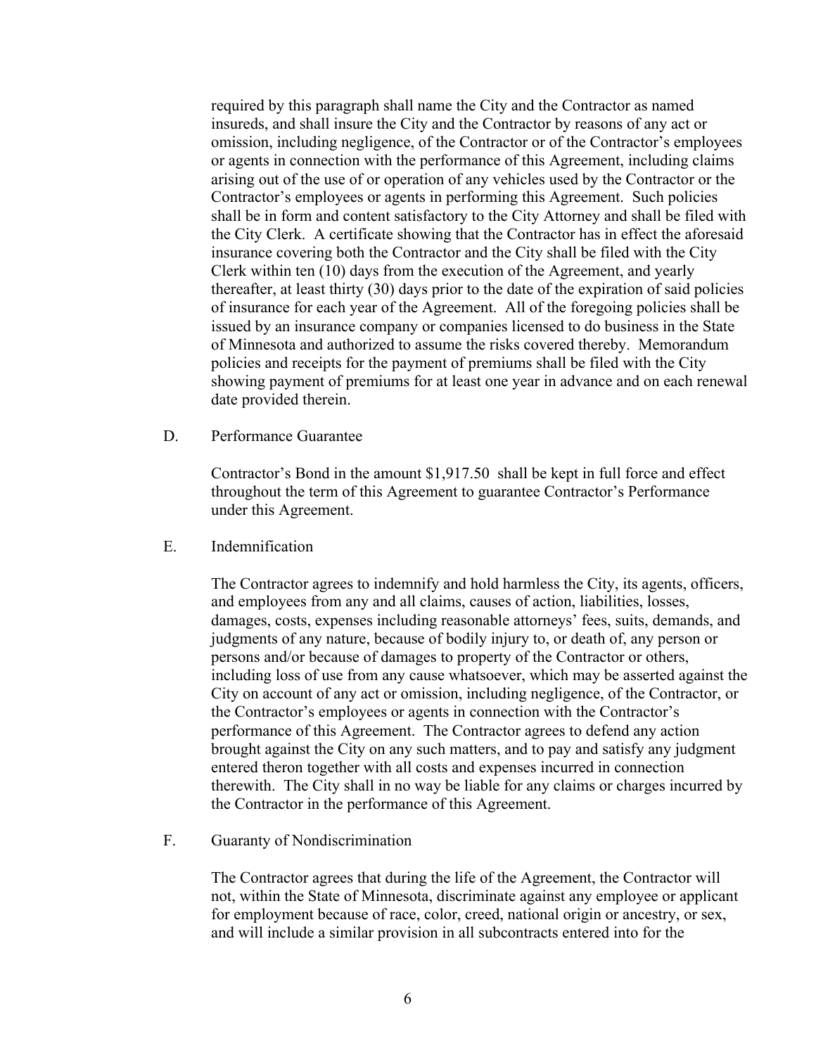required by this paragraph shall name the City and the Contractor as named insureds, and shall insure the City and the Contractor by reasons of any act or omission, including negligence, of the Contractor or of the Contractor's employees or agents in connection with the performance of this Agreement, including claims arising out of the use of or operation of any vehicles used by the Contractor or the Contractor's employees or agents in performing this Agreement. Such policies shall be in form and content satisfactory to the City Attorney and shall be filed with the City Clerk. A certificate showing that the Contractor has in effect the aforesaid insurance covering both the Contractor and the City shall be filed with the City Clerk within ten (10) days from the execution of the Agreement, and yearly thereafter, at least thirty (30) days prior to the date of the expiration of said policies of insurance for each year of the Agreement. All of the foregoing policies shall be issued by an insurance company or companies licensed to do business in the State of Minnesota and authorized to assume the risks covered thereby. Memorandum policies and receipts for the payment of premiums shall be filed with the City showing payment of premiums for at least one year in advance and on each renewal date provided therein.

D. Performance Guarantee

Contractor's Bond in the amount $1,917.50 shall be kept in full force and effect throughout the term of this Agreement to guarantee Contractor's Performance under this Agreement.

E. Indemnification

The Contractor agrees to indemnify and hold harmless the City, its agents, officers, and employees from any and all claims, causes of action, liabilities, losses, damages, costs, expenses including reasonable attorneys' fees, suits, demands, and judgments of any nature, because of bodily injury to, or death of, any person or persons and/or because of damages to property of the Contractor or others, including loss of use from any cause whatsoever, which may be asserted against the City on account of any act or omission, including negligence, of the Contractor, or the Contractor's employees or agents in connection with the Contractor's performance of this Agreement. The Contractor agrees to defend any action brought against the City on any such matters, and to pay and satisfy any judgment entered theron together with all costs and expenses incurred in connection therewith. The City shall in no way be liable for any claims or charges incurred by the Contractor in the performance of this Agreement.

F. Guaranty of Nondiscrimination

The Contractor agrees that during the life of the Agreement, the Contractor will not, within the State of Minnesota, discriminate against any employee or applicant for employment because of race, color, creed, national origin or ancestry, or sex, and will include a similar provision in all subcontracts entered into for the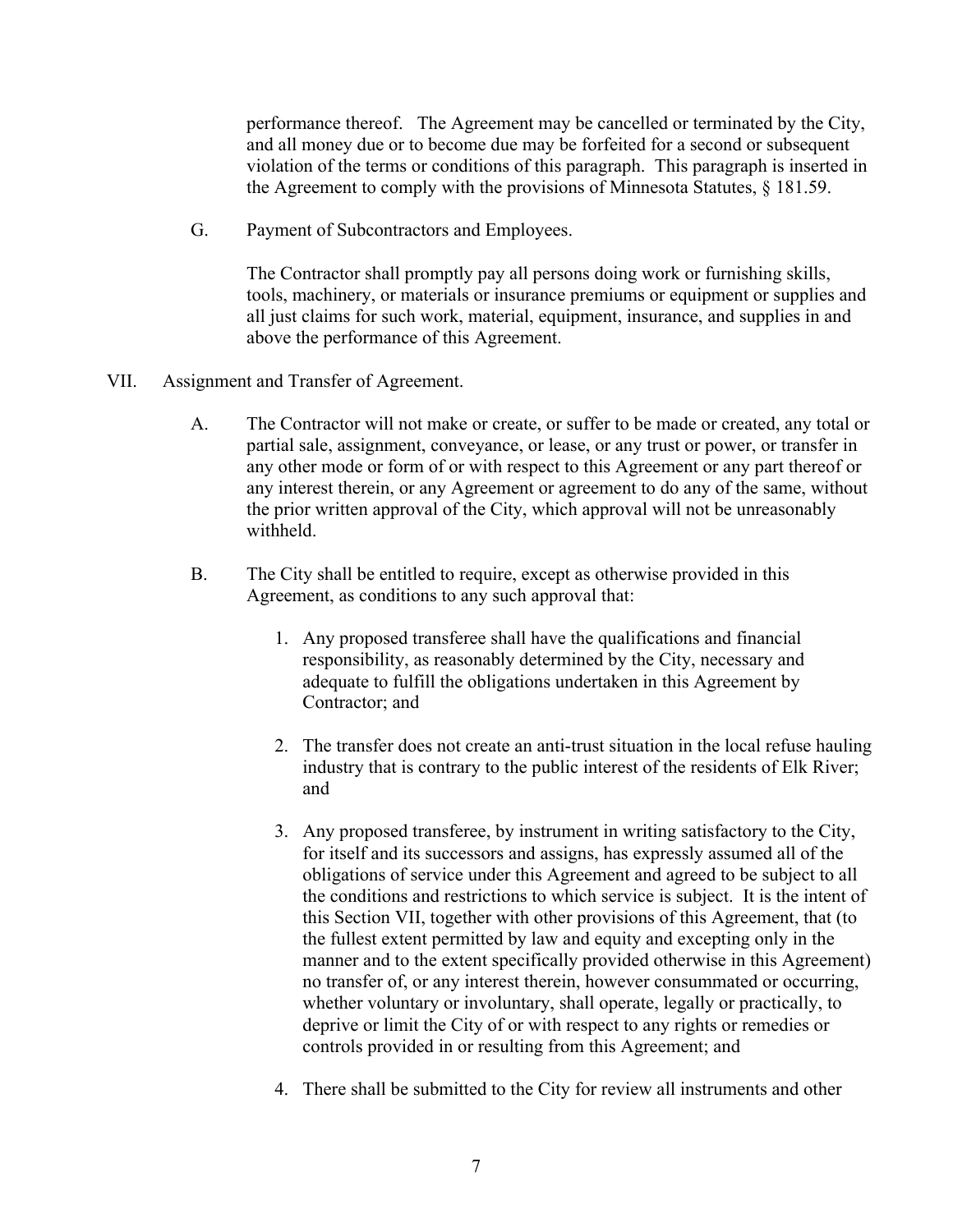performance thereof. The Agreement may be cancelled or terminated by the City, and all money due or to become due may be forfeited for a second or subsequent violation of the terms or conditions of this paragraph. This paragraph is inserted in the Agreement to comply with the provisions of Minnesota Statutes, § 181.59.

G. Payment of Subcontractors and Employees.

The Contractor shall promptly pay all persons doing work or furnishing skills, tools, machinery, or materials or insurance premiums or equipment or supplies and all just claims for such work, material, equipment, insurance, and supplies in and above the performance of this Agreement.

VII. Assignment and Transfer of Agreement.

A. The Contractor will not make or create, or suffer to be made or created, any total or partial sale, assignment, conveyance, or lease, or any trust or power, or transfer in any other mode or form of or with respect to this Agreement or any part thereof or any interest therein, or any Agreement or agreement to do any of the same, without the prior written approval of the City, which approval will not be unreasonably withheld.

B. The City shall be entitled to require, except as otherwise provided in this Agreement, as conditions to any such approval that:

1. Any proposed transferee shall have the qualifications and financial responsibility, as reasonably determined by the City, necessary and adequate to fulfill the obligations undertaken in this Agreement by Contractor; and

2. The transfer does not create an anti-trust situation in the local refuse hauling industry that is contrary to the public interest of the residents of Elk River; and

3. Any proposed transferee, by instrument in writing satisfactory to the City, for itself and its successors and assigns, has expressly assumed all of the obligations of service under this Agreement and agreed to be subject to all the conditions and restrictions to which service is subject. It is the intent of this Section VII, together with other provisions of this Agreement, that (to the fullest extent permitted by law and equity and excepting only in the manner and to the extent specifically provided otherwise in this Agreement) no transfer of, or any interest therein, however consummated or occurring, whether voluntary or involuntary, shall operate, legally or practically, to deprive or limit the City of or with respect to any rights or remedies or controls provided in or resulting from this Agreement; and

4. There shall be submitted to the City for review all instruments and other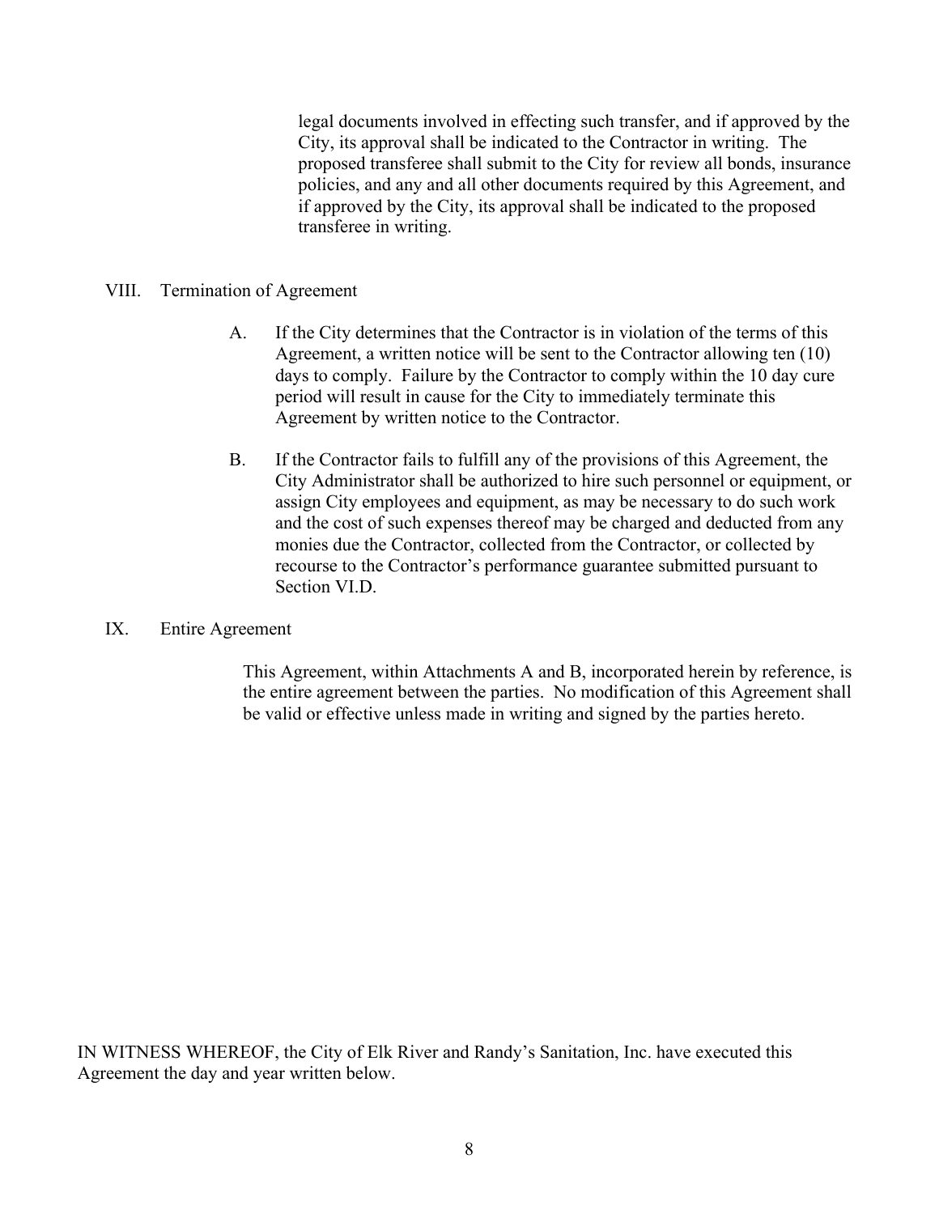legal documents involved in effecting such transfer, and if approved by the City, its approval shall be indicated to the Contractor in writing. The proposed transferee shall submit to the City for review all bonds, insurance policies, and any and all other documents required by this Agreement, and if approved by the City, its approval shall be indicated to the proposed transferee in writing.

## VIII. Termination of Agreement

A. If the City determines that the Contractor is in violation of the terms of this Agreement, a written notice will be sent to the Contractor allowing ten (10) days to comply. Failure by the Contractor to comply within the 10 day cure period will result in cause for the City to immediately terminate this Agreement by written notice to the Contractor.

B. If the Contractor fails to fulfill any of the provisions of this Agreement, the City Administrator shall be authorized to hire such personnel or equipment, or assign City employees and equipment, as may be necessary to do such work and the cost of such expenses thereof may be charged and deducted from any monies due the Contractor, collected from the Contractor, or collected by recourse to the Contractor's performance guarantee submitted pursuant to Section VI.D.

## IX. Entire Agreement

This Agreement, within Attachments A and B, incorporated herein by reference, is the entire agreement between the parties. No modification of this Agreement shall be valid or effective unless made in writing and signed by the parties hereto.

IN WITNESS WHEREOF, the City of Elk River and Randy's Sanitation, Inc. have executed this Agreement the day and year written below.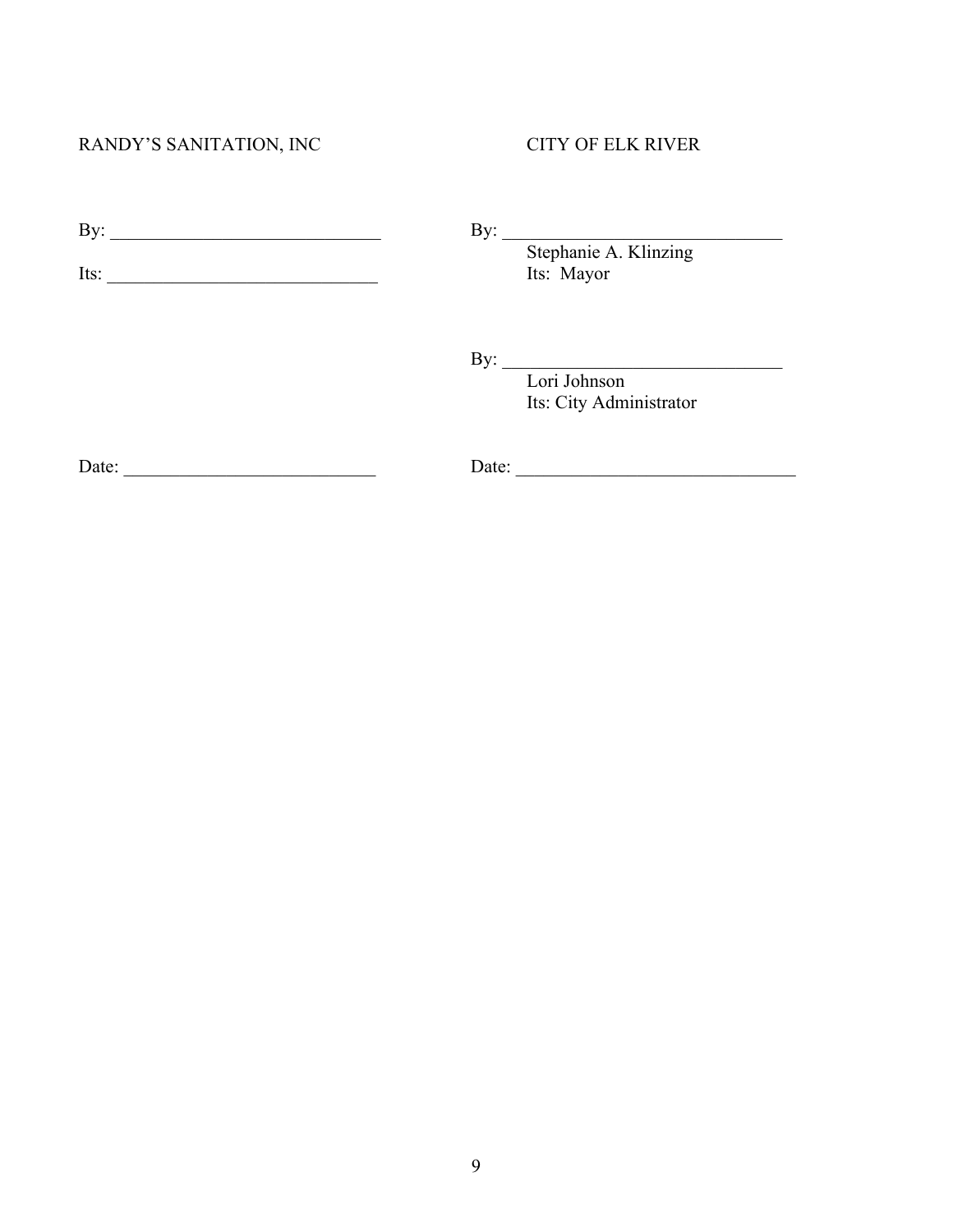RANDY'S SANITATION, INC

By: ______________________________

Its: ______________________________

Date: ____________________________

CITY OF ELK RIVER

By: ______________________________
Stephanie A. Klinzing
Its: Mayor

By: ______________________________
Lori Johnson
Its: City Administrator

Date: ______________________________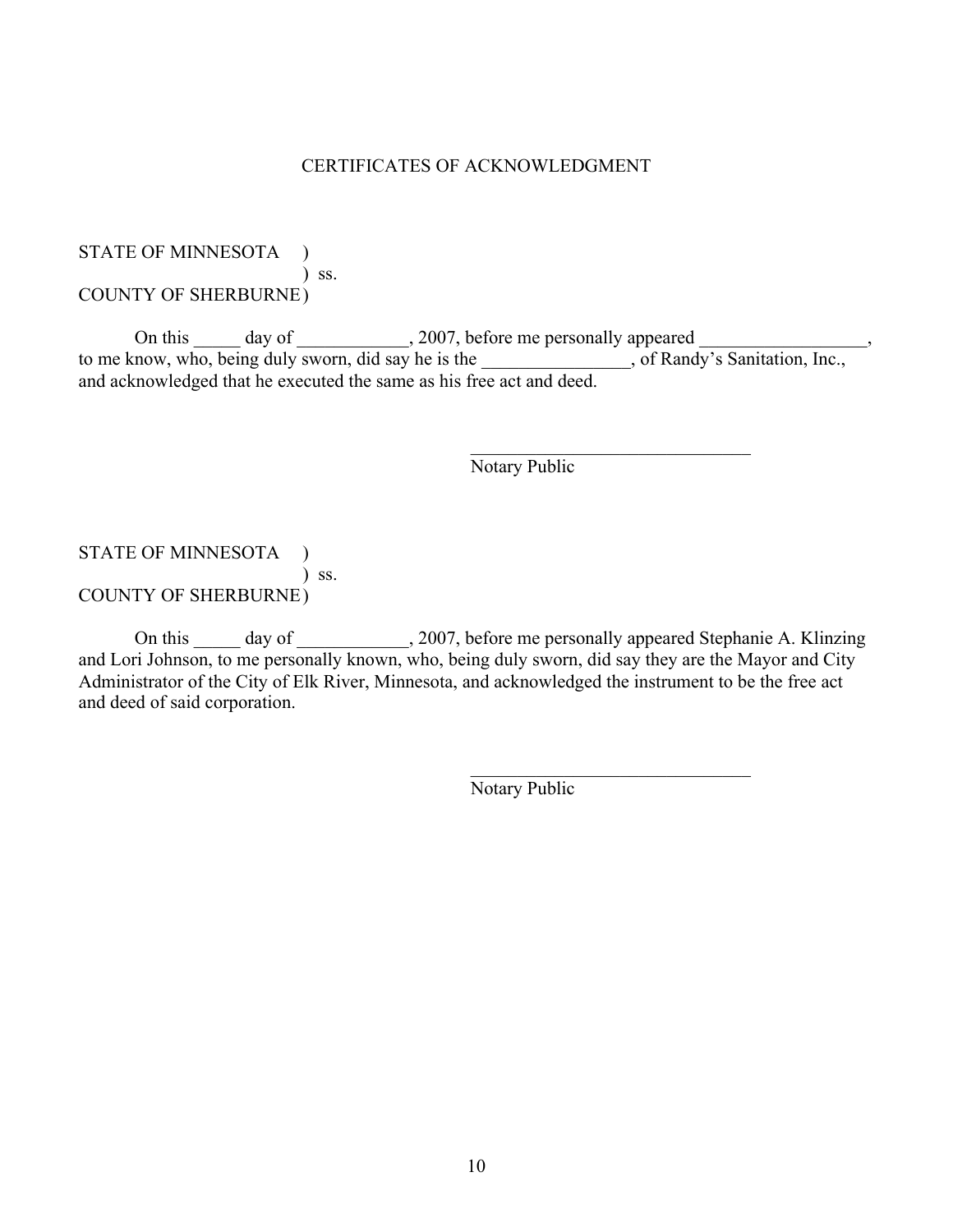# CERTIFICATES OF ACKNOWLEDGMENT

STATE OF MINNESOTA )
) ss.
COUNTY OF SHERBURNE )

On this _____ day of ____________, 2007, before me personally appeared __________________, to me know, who, being duly sworn, did say he is the ________________, of Randy's Sanitation, Inc., and acknowledged that he executed the same as his free act and deed.

_______________________________
Notary Public

STATE OF MINNESOTA )
) ss.
COUNTY OF SHERBURNE )

On this _____ day of ____________, 2007, before me personally appeared Stephanie A. Klinzing and Lori Johnson, to me personally known, who, being duly sworn, did say they are the Mayor and City Administrator of the City of Elk River, Minnesota, and acknowledged the instrument to be the free act and deed of said corporation.

_______________________________
Notary Public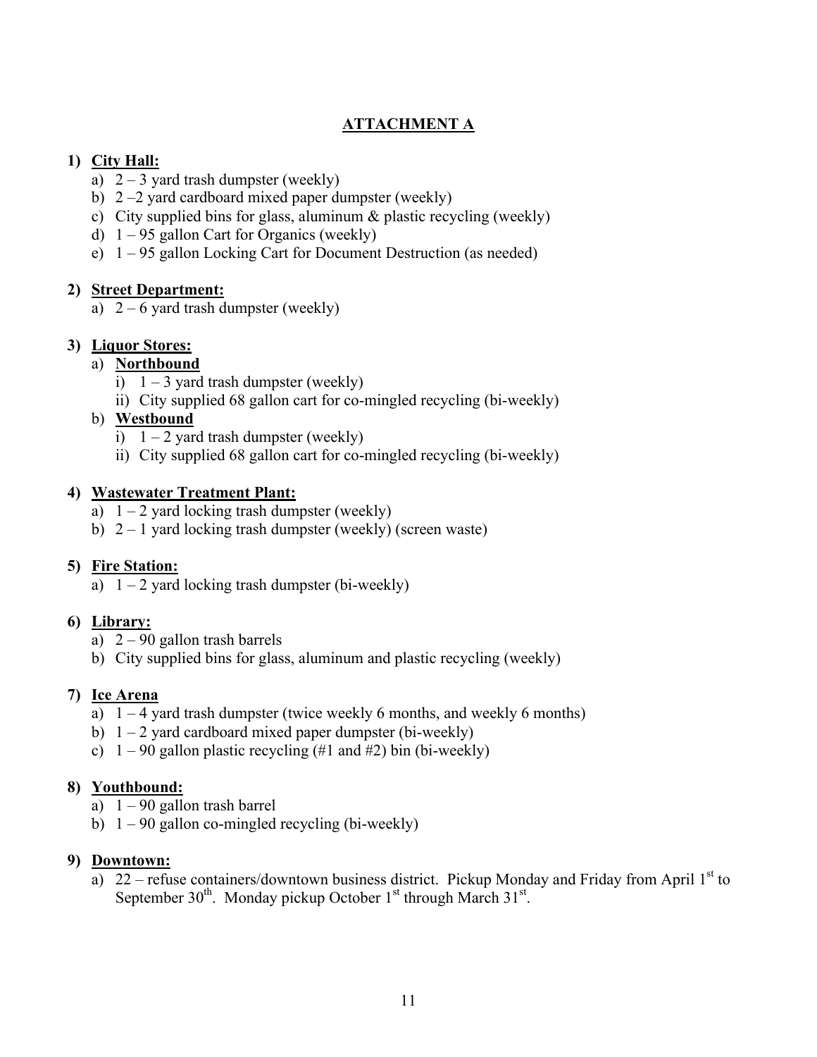## ATTACHMENT A

1) **City Hall:**
   a) 2 – 3 yard trash dumpster (weekly)
   b) 2 –2 yard cardboard mixed paper dumpster (weekly)
   c) City supplied bins for glass, aluminum & plastic recycling (weekly)
   d) 1 – 95 gallon Cart for Organics (weekly)
   e) 1 – 95 gallon Locking Cart for Document Destruction (as needed)

2) **Street Department:**
   a) 2 – 6 yard trash dumpster (weekly)

3) **Liquor Stores:**
   a) **Northbound**
      i) 1 – 3 yard trash dumpster (weekly)
      ii) City supplied 68 gallon cart for co-mingled recycling (bi-weekly)
   b) **Westbound**
      i) 1 – 2 yard trash dumpster (weekly)
      ii) City supplied 68 gallon cart for co-mingled recycling (bi-weekly)

4) **Wastewater Treatment Plant:**
   a) 1 – 2 yard locking trash dumpster (weekly)
   b) 2 – 1 yard locking trash dumpster (weekly) (screen waste)

5) **Fire Station:**
   a) 1 – 2 yard locking trash dumpster (bi-weekly)

6) **Library:**
   a) 2 – 90 gallon trash barrels
   b) City supplied bins for glass, aluminum and plastic recycling (weekly)

7) **Ice Arena**
   a) 1 – 4 yard trash dumpster (twice weekly 6 months, and weekly 6 months)
   b) 1 – 2 yard cardboard mixed paper dumpster (bi-weekly)
   c) 1 – 90 gallon plastic recycling (#1 and #2) bin (bi-weekly)

8) **Youthbound:**
   a) 1 – 90 gallon trash barrel
   b) 1 – 90 gallon co-mingled recycling (bi-weekly)

9) **Downtown:**
   a) 22 – refuse containers/downtown business district. Pickup Monday and Friday from April 1st to September 30th. Monday pickup October 1st through March 31st.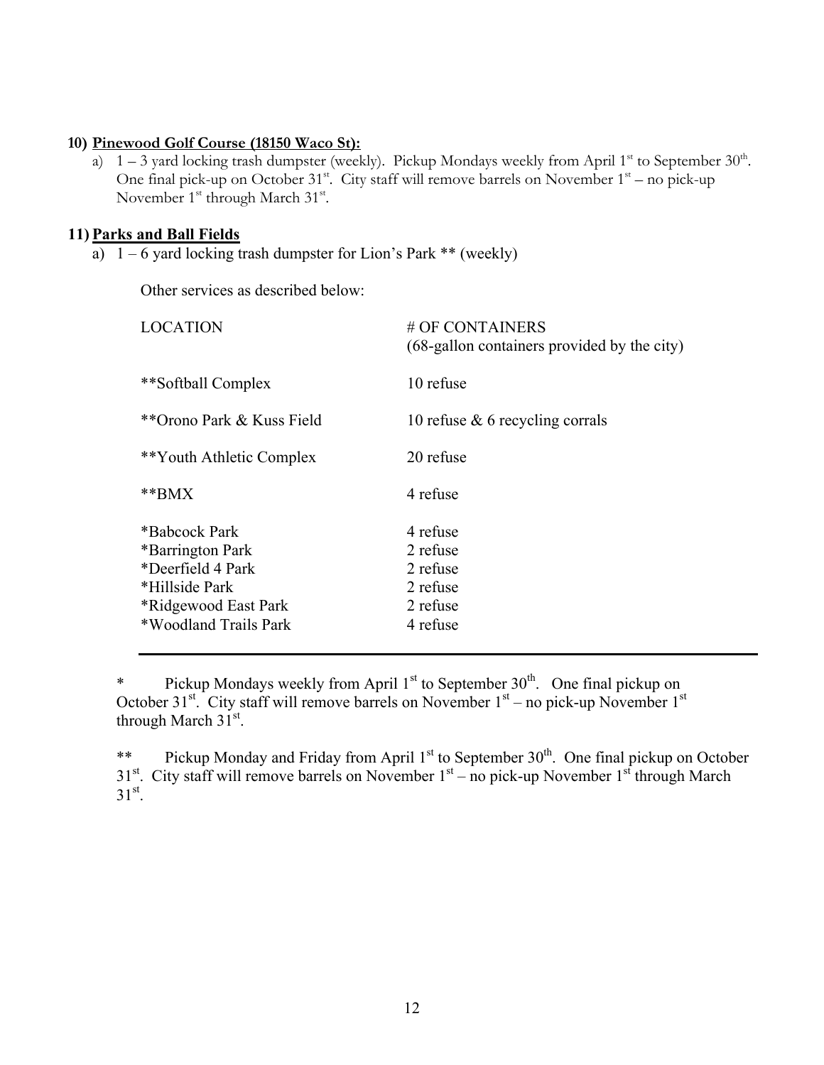**10) Pinewood Golf Course (18150 Waco St):**

a) 1 – 3 yard locking trash dumpster (weekly). Pickup Mondays weekly from April 1st to September 30th. One final pick-up on October 31st. City staff will remove barrels on November 1st – no pick-up November 1st through March 31st.

**11) Parks and Ball Fields**

a) 1 – 6 yard locking trash dumpster for Lion's Park ** (weekly)

Other services as described below:

| LOCATION | # OF CONTAINERS (68-gallon containers provided by the city) |
|---|---|
| **Softball Complex | 10 refuse |
| **Orono Park & Kuss Field | 10 refuse & 6 recycling corrals |
| **Youth Athletic Complex | 20 refuse |
| **BMX | 4 refuse |
| *Babcock Park | 4 refuse |
| *Barrington Park | 2 refuse |
| *Deerfield 4 Park | 2 refuse |
| *Hillside Park | 2 refuse |
| *Ridgewood East Park | 2 refuse |
| *Woodland Trails Park | 4 refuse |

\* Pickup Mondays weekly from April 1st to September 30th. One final pickup on October 31st. City staff will remove barrels on November 1st – no pick-up November 1st through March 31st.

\** Pickup Monday and Friday from April 1st to September 30th. One final pickup on October 31st. City staff will remove barrels on November 1st – no pick-up November 1st through March 31st.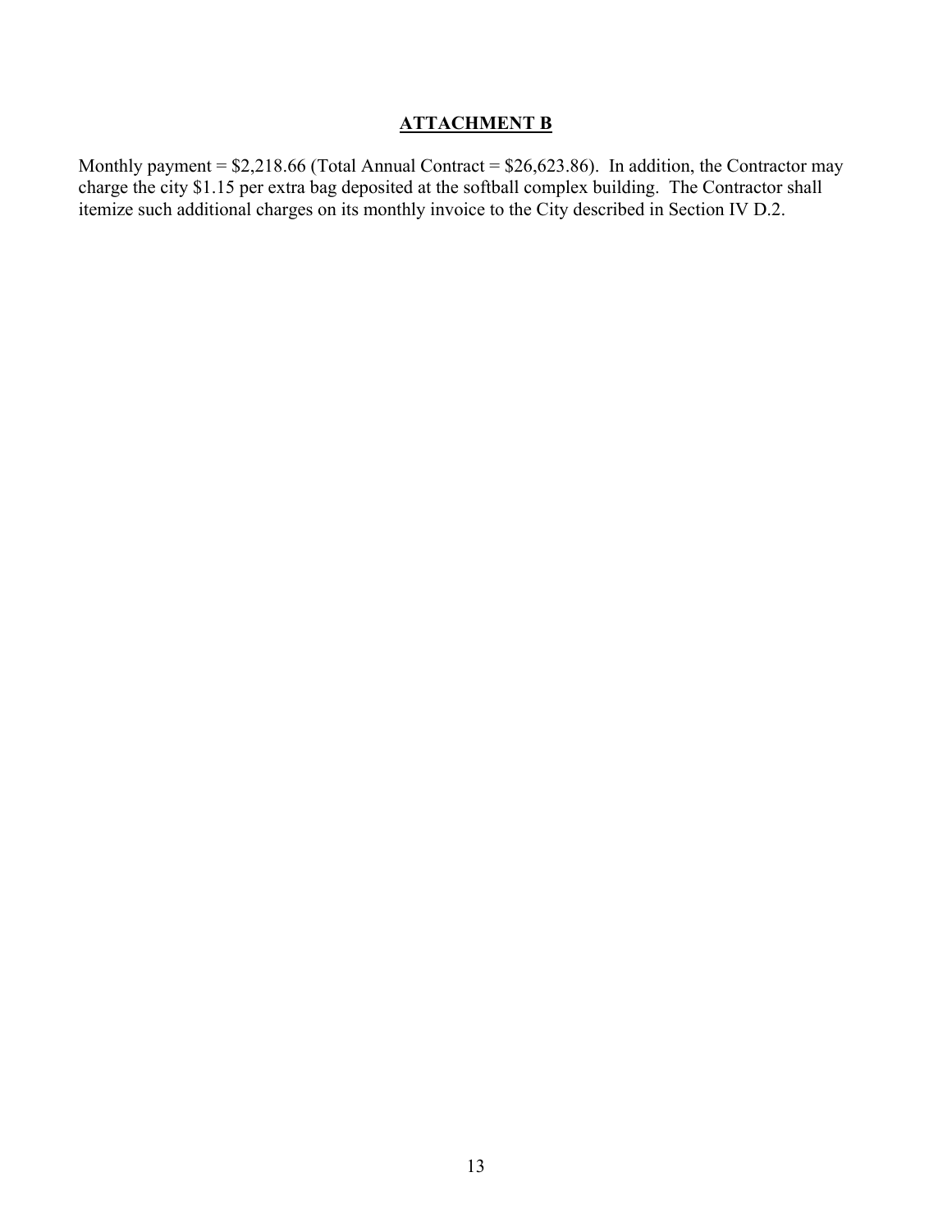## ATTACHMENT B

Monthly payment = $2,218.66 (Total Annual Contract = $26,623.86). In addition, the Contractor may charge the city $1.15 per extra bag deposited at the softball complex building. The Contractor shall itemize such additional charges on its monthly invoice to the City described in Section IV D.2.